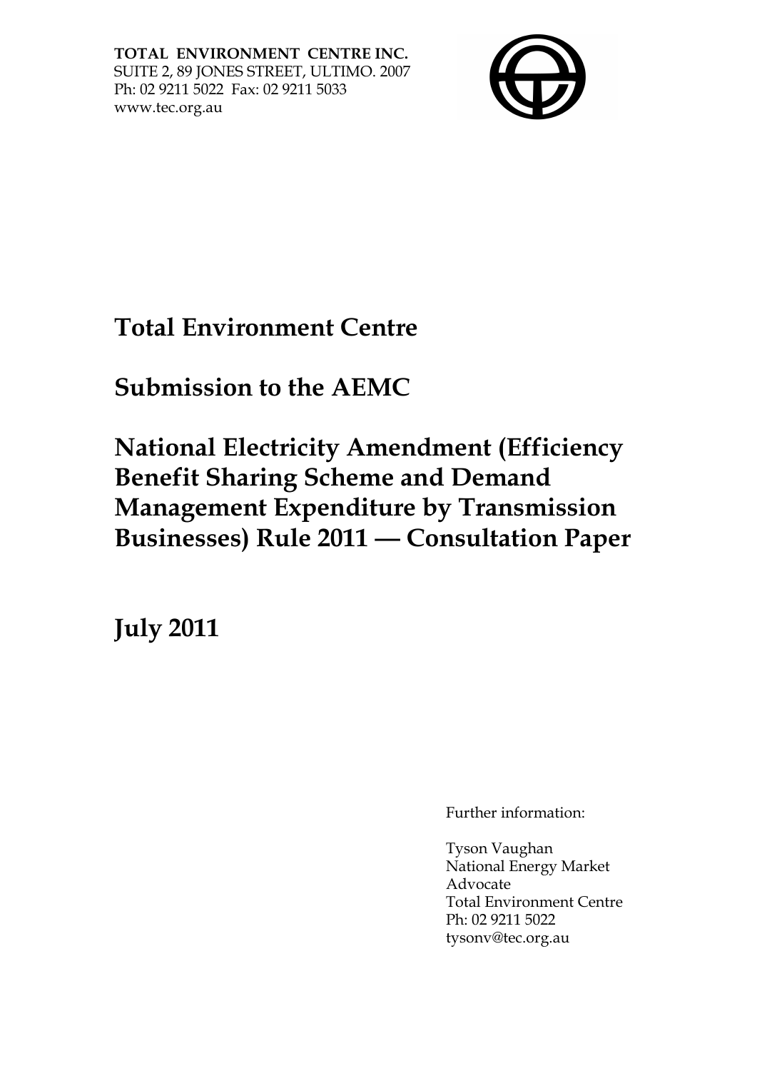**TOTAL ENVIRONMENT CENTRE INC.**
SUITE 2, 89 JONES STREET, ULTIMO. 2007
Ph: 02 9211 5022 Fax: 02 9211 5033
www.tec.org.au

# Total Environment Centre

# Submission to the AEMC

# National Electricity Amendment (Efficiency Benefit Sharing Scheme and Demand Management Expenditure by Transmission Businesses) Rule 2011 — Consultation Paper

# July 2011

Further information:

Tyson Vaughan
National Energy Market Advocate
Total Environment Centre
Ph: 02 9211 5022
tysonv@tec.org.au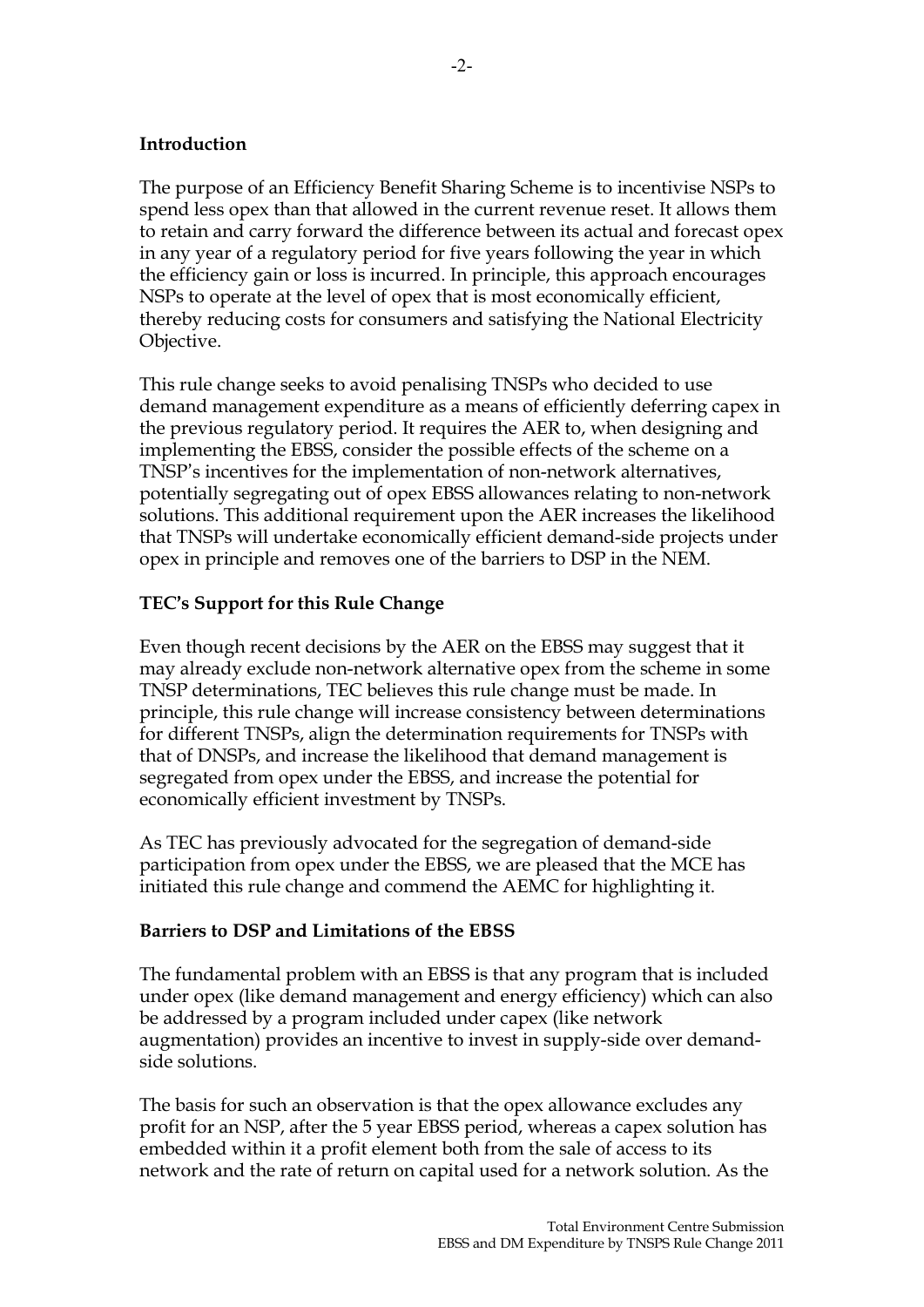**Introduction**

The purpose of an Efficiency Benefit Sharing Scheme is to incentivise NSPs to spend less opex than that allowed in the current revenue reset. It allows them to retain and carry forward the difference between its actual and forecast opex in any year of a regulatory period for five years following the year in which the efficiency gain or loss is incurred. In principle, this approach encourages NSPs to operate at the level of opex that is most economically efficient, thereby reducing costs for consumers and satisfying the National Electricity Objective.

This rule change seeks to avoid penalising TNSPs who decided to use demand management expenditure as a means of efficiently deferring capex in the previous regulatory period. It requires the AER to, when designing and implementing the EBSS, consider the possible effects of the scheme on a TNSP's incentives for the implementation of non-network alternatives, potentially segregating out of opex EBSS allowances relating to non-network solutions. This additional requirement upon the AER increases the likelihood that TNSPs will undertake economically efficient demand-side projects under opex in principle and removes one of the barriers to DSP in the NEM.

**TEC's Support for this Rule Change**

Even though recent decisions by the AER on the EBSS may suggest that it may already exclude non-network alternative opex from the scheme in some TNSP determinations, TEC believes this rule change must be made. In principle, this rule change will increase consistency between determinations for different TNSPs, align the determination requirements for TNSPs with that of DNSPs, and increase the likelihood that demand management is segregated from opex under the EBSS, and increase the potential for economically efficient investment by TNSPs.

As TEC has previously advocated for the segregation of demand-side participation from opex under the EBSS, we are pleased that the MCE has initiated this rule change and commend the AEMC for highlighting it.

**Barriers to DSP and Limitations of the EBSS**

The fundamental problem with an EBSS is that any program that is included under opex (like demand management and energy efficiency) which can also be addressed by a program included under capex (like network augmentation) provides an incentive to invest in supply-side over demand-side solutions.

The basis for such an observation is that the opex allowance excludes any profit for an NSP, after the 5 year EBSS period, whereas a capex solution has embedded within it a profit element both from the sale of access to its network and the rate of return on capital used for a network solution. As the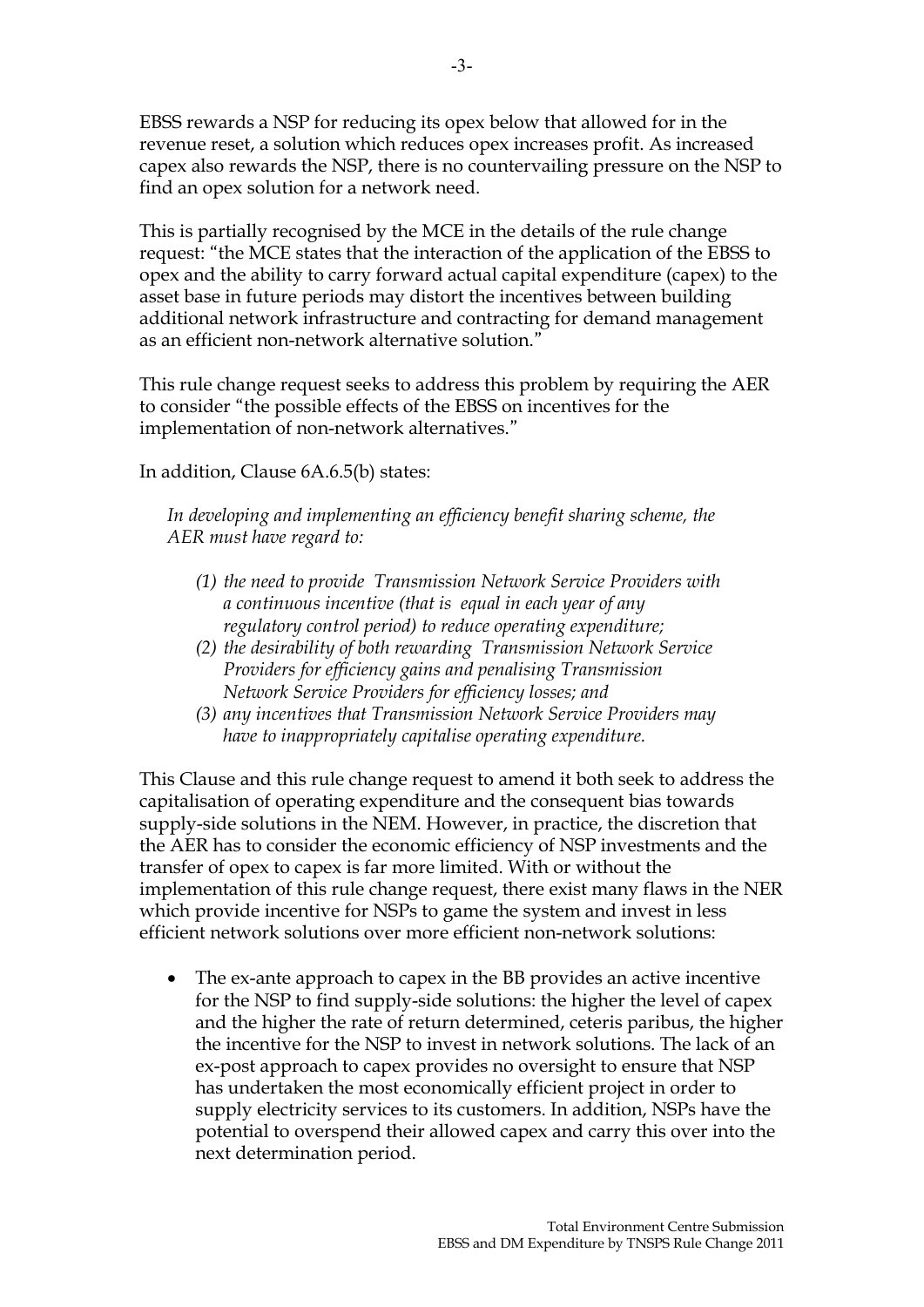EBSS rewards a NSP for reducing its opex below that allowed for in the revenue reset, a solution which reduces opex increases profit. As increased capex also rewards the NSP, there is no countervailing pressure on the NSP to find an opex solution for a network need.

This is partially recognised by the MCE in the details of the rule change request: "the MCE states that the interaction of the application of the EBSS to opex and the ability to carry forward actual capital expenditure (capex) to the asset base in future periods may distort the incentives between building additional network infrastructure and contracting for demand management as an efficient non-network alternative solution."

This rule change request seeks to address this problem by requiring the AER to consider "the possible effects of the EBSS on incentives for the implementation of non-network alternatives."

In addition, Clause 6A.6.5(b) states:

> *In developing and implementing an efficiency benefit sharing scheme, the AER must have regard to:*
>
> *(1) the need to provide Transmission Network Service Providers with a continuous incentive (that is equal in each year of any regulatory control period) to reduce operating expenditure;*
> *(2) the desirability of both rewarding Transmission Network Service Providers for efficiency gains and penalising Transmission Network Service Providers for efficiency losses; and*
> *(3) any incentives that Transmission Network Service Providers may have to inappropriately capitalise operating expenditure.*

This Clause and this rule change request to amend it both seek to address the capitalisation of operating expenditure and the consequent bias towards supply-side solutions in the NEM. However, in practice, the discretion that the AER has to consider the economic efficiency of NSP investments and the transfer of opex to capex is far more limited. With or without the implementation of this rule change request, there exist many flaws in the NER which provide incentive for NSPs to game the system and invest in less efficient network solutions over more efficient non-network solutions:

- The ex-ante approach to capex in the BB provides an active incentive for the NSP to find supply-side solutions: the higher the level of capex and the higher the rate of return determined, ceteris paribus, the higher the incentive for the NSP to invest in network solutions. The lack of an ex-post approach to capex provides no oversight to ensure that NSP has undertaken the most economically efficient project in order to supply electricity services to its customers. In addition, NSPs have the potential to overspend their allowed capex and carry this over into the next determination period.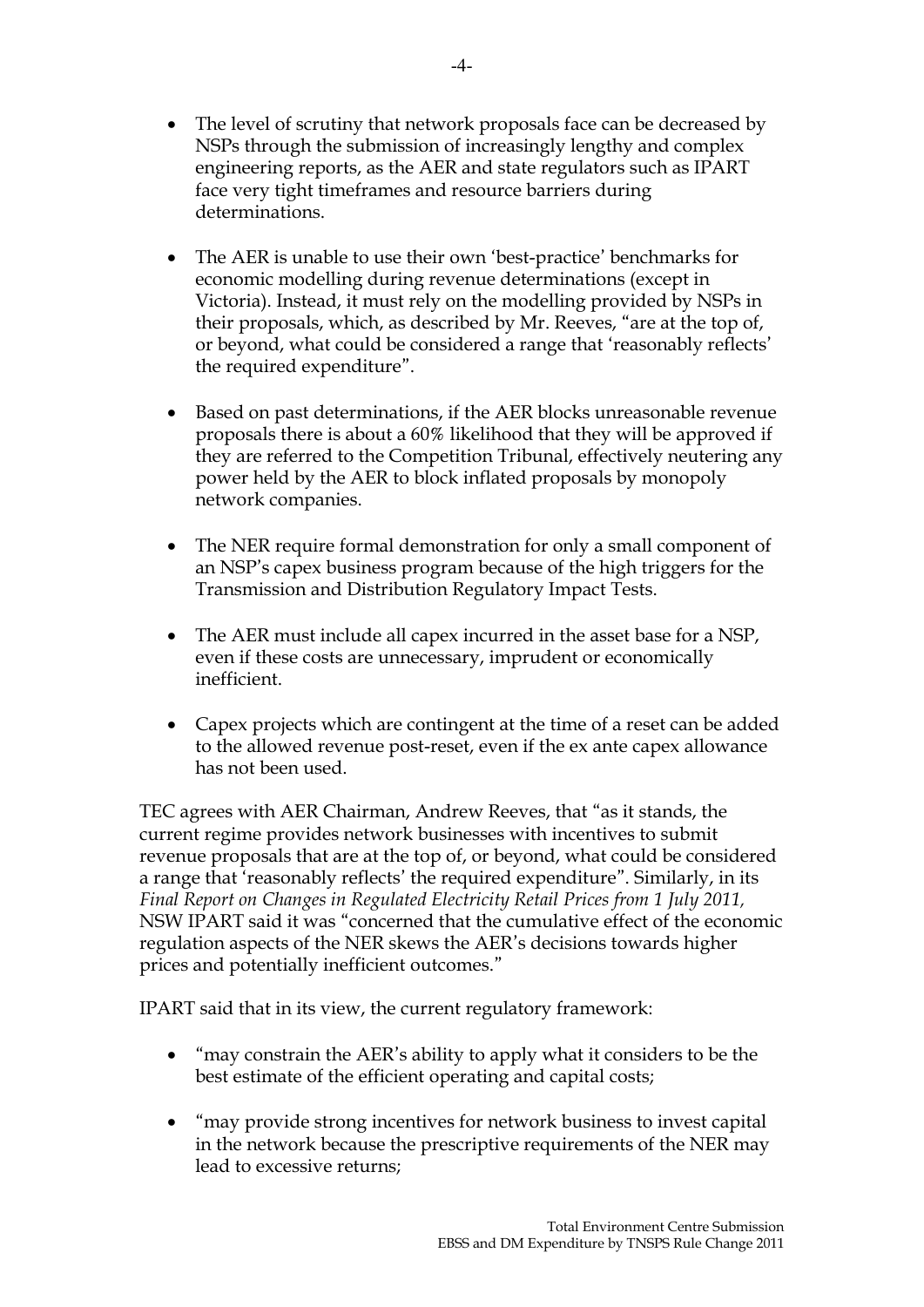- The level of scrutiny that network proposals face can be decreased by NSPs through the submission of increasingly lengthy and complex engineering reports, as the AER and state regulators such as IPART face very tight timeframes and resource barriers during determinations.

- The AER is unable to use their own 'best-practice' benchmarks for economic modelling during revenue determinations (except in Victoria). Instead, it must rely on the modelling provided by NSPs in their proposals, which, as described by Mr. Reeves, "are at the top of, or beyond, what could be considered a range that 'reasonably reflects' the required expenditure".

- Based on past determinations, if the AER blocks unreasonable revenue proposals there is about a 60% likelihood that they will be approved if they are referred to the Competition Tribunal, effectively neutering any power held by the AER to block inflated proposals by monopoly network companies.

- The NER require formal demonstration for only a small component of an NSP's capex business program because of the high triggers for the Transmission and Distribution Regulatory Impact Tests.

- The AER must include all capex incurred in the asset base for a NSP, even if these costs are unnecessary, imprudent or economically inefficient.

- Capex projects which are contingent at the time of a reset can be added to the allowed revenue post-reset, even if the ex ante capex allowance has not been used.

TEC agrees with AER Chairman, Andrew Reeves, that "as it stands, the current regime provides network businesses with incentives to submit revenue proposals that are at the top of, or beyond, what could be considered a range that 'reasonably reflects' the required expenditure". Similarly, in its *Final Report on Changes in Regulated Electricity Retail Prices from 1 July 2011,* NSW IPART said it was "concerned that the cumulative effect of the economic regulation aspects of the NER skews the AER's decisions towards higher prices and potentially inefficient outcomes."

IPART said that in its view, the current regulatory framework:

- "may constrain the AER's ability to apply what it considers to be the best estimate of the efficient operating and capital costs;

- "may provide strong incentives for network business to invest capital in the network because the prescriptive requirements of the NER may lead to excessive returns;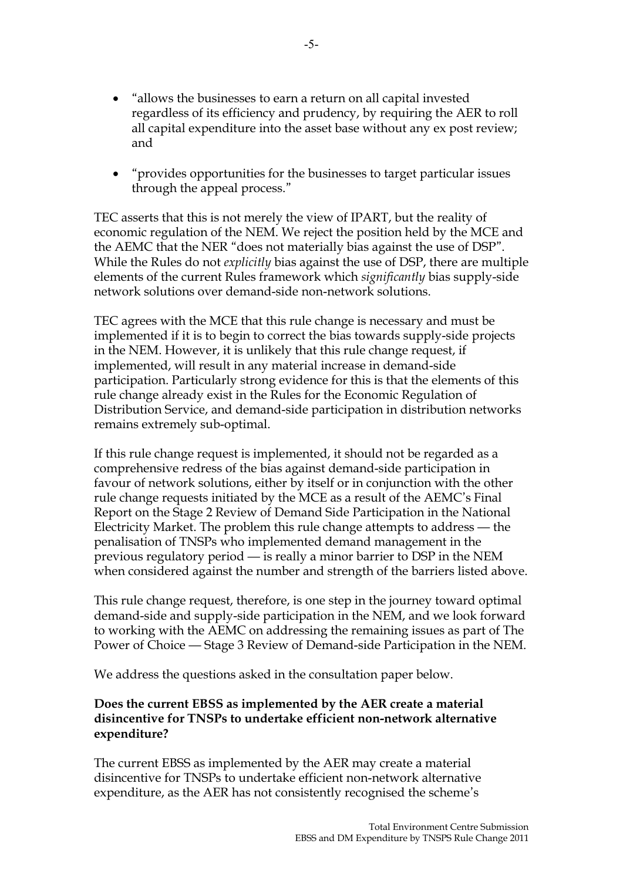- "allows the businesses to earn a return on all capital invested regardless of its efficiency and prudency, by requiring the AER to roll all capital expenditure into the asset base without any ex post review; and

- "provides opportunities for the businesses to target particular issues through the appeal process."

TEC asserts that this is not merely the view of IPART, but the reality of economic regulation of the NEM. We reject the position held by the MCE and the AEMC that the NER "does not materially bias against the use of DSP". While the Rules do not *explicitly* bias against the use of DSP, there are multiple elements of the current Rules framework which *significantly* bias supply-side network solutions over demand-side non-network solutions.

TEC agrees with the MCE that this rule change is necessary and must be implemented if it is to begin to correct the bias towards supply-side projects in the NEM. However, it is unlikely that this rule change request, if implemented, will result in any material increase in demand-side participation. Particularly strong evidence for this is that the elements of this rule change already exist in the Rules for the Economic Regulation of Distribution Service, and demand-side participation in distribution networks remains extremely sub-optimal.

If this rule change request is implemented, it should not be regarded as a comprehensive redress of the bias against demand-side participation in favour of network solutions, either by itself or in conjunction with the other rule change requests initiated by the MCE as a result of the AEMC's Final Report on the Stage 2 Review of Demand Side Participation in the National Electricity Market. The problem this rule change attempts to address — the penalisation of TNSPs who implemented demand management in the previous regulatory period — is really a minor barrier to DSP in the NEM when considered against the number and strength of the barriers listed above.

This rule change request, therefore, is one step in the journey toward optimal demand-side and supply-side participation in the NEM, and we look forward to working with the AEMC on addressing the remaining issues as part of The Power of Choice — Stage 3 Review of Demand-side Participation in the NEM.

We address the questions asked in the consultation paper below.

**Does the current EBSS as implemented by the AER create a material disincentive for TNSPs to undertake efficient non-network alternative expenditure?**

The current EBSS as implemented by the AER may create a material disincentive for TNSPs to undertake efficient non-network alternative expenditure, as the AER has not consistently recognised the scheme's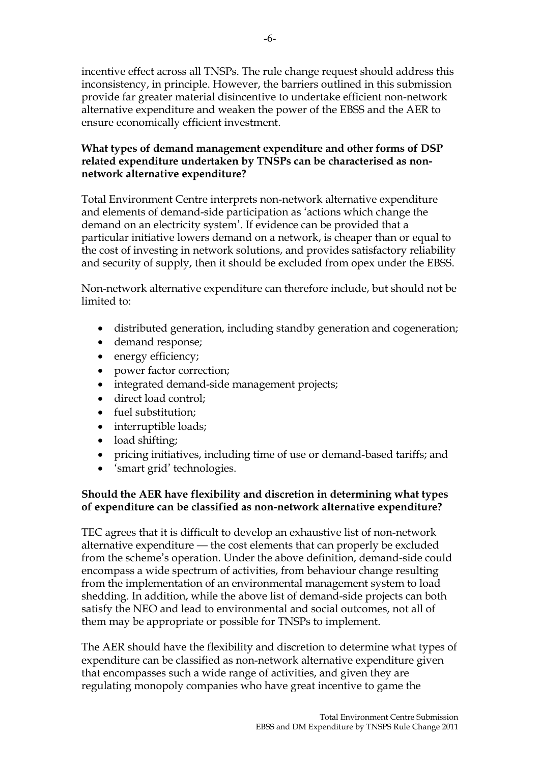incentive effect across all TNSPs. The rule change request should address this inconsistency, in principle. However, the barriers outlined in this submission provide far greater material disincentive to undertake efficient non-network alternative expenditure and weaken the power of the EBSS and the AER to ensure economically efficient investment.

**What types of demand management expenditure and other forms of DSP related expenditure undertaken by TNSPs can be characterised as non-network alternative expenditure?**

Total Environment Centre interprets non-network alternative expenditure and elements of demand-side participation as 'actions which change the demand on an electricity system'. If evidence can be provided that a particular initiative lowers demand on a network, is cheaper than or equal to the cost of investing in network solutions, and provides satisfactory reliability and security of supply, then it should be excluded from opex under the EBSS.

Non-network alternative expenditure can therefore include, but should not be limited to:

- distributed generation, including standby generation and cogeneration;
- demand response;
- energy efficiency;
- power factor correction;
- integrated demand-side management projects;
- direct load control;
- fuel substitution;
- interruptible loads;
- load shifting;
- pricing initiatives, including time of use or demand-based tariffs; and
- 'smart grid' technologies.

**Should the AER have flexibility and discretion in determining what types of expenditure can be classified as non-network alternative expenditure?**

TEC agrees that it is difficult to develop an exhaustive list of non-network alternative expenditure — the cost elements that can properly be excluded from the scheme's operation. Under the above definition, demand-side could encompass a wide spectrum of activities, from behaviour change resulting from the implementation of an environmental management system to load shedding. In addition, while the above list of demand-side projects can both satisfy the NEO and lead to environmental and social outcomes, not all of them may be appropriate or possible for TNSPs to implement.

The AER should have the flexibility and discretion to determine what types of expenditure can be classified as non-network alternative expenditure given that encompasses such a wide range of activities, and given they are regulating monopoly companies who have great incentive to game the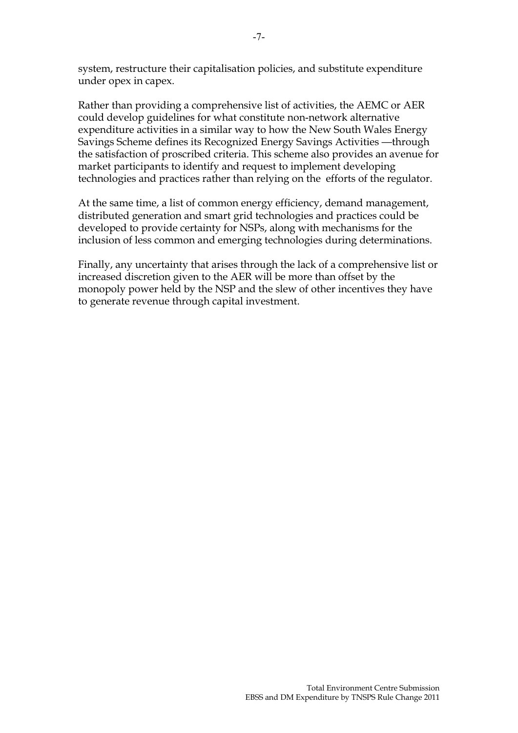system, restructure their capitalisation policies, and substitute expenditure under opex in capex.

Rather than providing a comprehensive list of activities, the AEMC or AER could develop guidelines for what constitute non-network alternative expenditure activities in a similar way to how the New South Wales Energy Savings Scheme defines its Recognized Energy Savings Activities —through the satisfaction of proscribed criteria. This scheme also provides an avenue for market participants to identify and request to implement developing technologies and practices rather than relying on the efforts of the regulator.

At the same time, a list of common energy efficiency, demand management, distributed generation and smart grid technologies and practices could be developed to provide certainty for NSPs, along with mechanisms for the inclusion of less common and emerging technologies during determinations.

Finally, any uncertainty that arises through the lack of a comprehensive list or increased discretion given to the AER will be more than offset by the monopoly power held by the NSP and the slew of other incentives they have to generate revenue through capital investment.